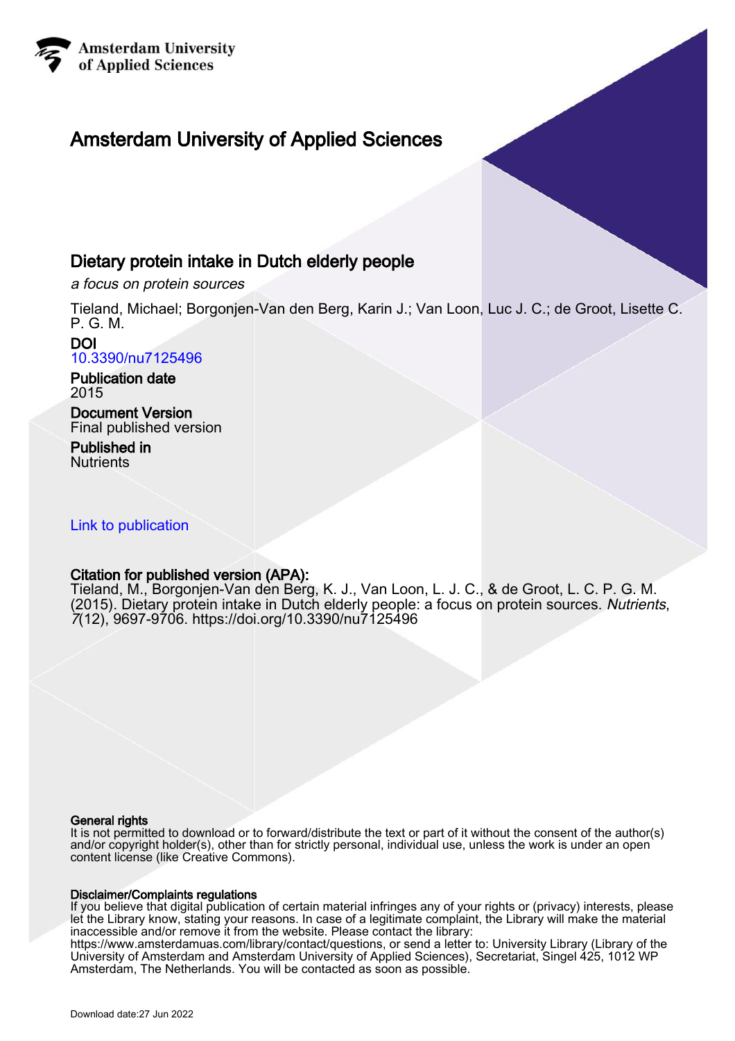Amsterdam University of Applied Sciences

# Amsterdam University of Applied Sciences

## Dietary protein intake in Dutch elderly people

*a focus on protein sources*

Tieland, Michael; Borgonjen-Van den Berg, Karin J.; Van Loon, Luc J. C.; de Groot, Lisette C. P. G. M.

**DOI**
10.3390/nu7125496

**Publication date**
2015

**Document Version**
Final published version

**Published in**
Nutrients

Link to publication

**Citation for published version (APA):**
Tieland, M., Borgonjen-Van den Berg, K. J., Van Loon, L. J. C., & de Groot, L. C. P. G. M. (2015). Dietary protein intake in Dutch elderly people: a focus on protein sources. *Nutrients*, *7*(12), 9697-9706. https://doi.org/10.3390/nu7125496

**General rights**
It is not permitted to download or to forward/distribute the text or part of it without the consent of the author(s) and/or copyright holder(s), other than for strictly personal, individual use, unless the work is under an open content license (like Creative Commons).

**Disclaimer/Complaints regulations**
If you believe that digital publication of certain material infringes any of your rights or (privacy) interests, please let the Library know, stating your reasons. In case of a legitimate complaint, the Library will make the material inaccessible and/or remove it from the website. Please contact the library: https://www.amsterdamuas.com/library/contact/questions, or send a letter to: University Library (Library of the University of Amsterdam and Amsterdam University of Applied Sciences), Secretariat, Singel 425, 1012 WP Amsterdam, The Netherlands. You will be contacted as soon as possible.

Download date:27 Jun 2022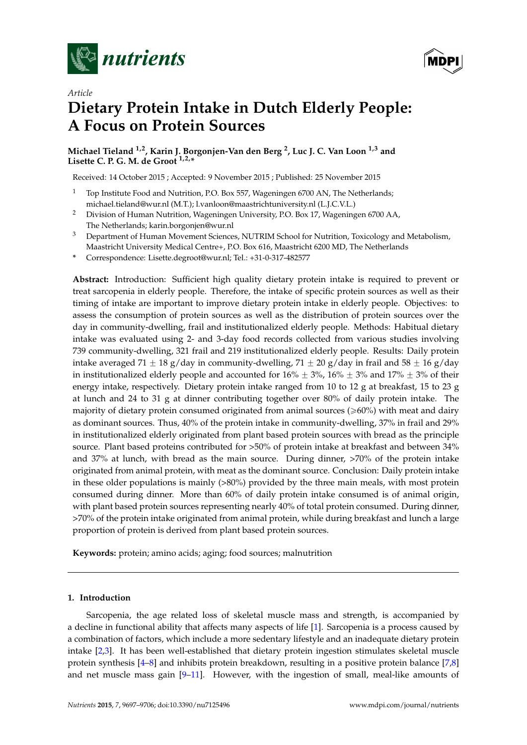# Dietary Protein Intake in Dutch Elderly People: A Focus on Protein Sources

**Michael Tieland [1,2], Karin J. Borgonjen-Van den Berg [2], Luc J. C. Van Loon [1,3] and Lisette C. P. G. M. de Groot [1,2,*]**

Received: 14 October 2015 ; Accepted: 9 November 2015 ; Published: 25 November 2015

1. Top Institute Food and Nutrition, P.O. Box 557, Wageningen 6700 AN, The Netherlands; michael.tieland@wur.nl (M.T.); l.vanloon@maastrichtuniversity.nl (L.J.C.V.L.)
2. Division of Human Nutrition, Wageningen University, P.O. Box 17, Wageningen 6700 AA, The Netherlands; karin.borgonjen@wur.nl
3. Department of Human Movement Sciences, NUTRIM School for Nutrition, Toxicology and Metabolism, Maastricht University Medical Centre+, P.O. Box 616, Maastricht 6200 MD, The Netherlands

\* Correspondence: Lisette.degroot@wur.nl; Tel.: +31-0-317-482577

**Abstract:** Introduction: Sufficient high quality dietary protein intake is required to prevent or treat sarcopenia in elderly people. Therefore, the intake of specific protein sources as well as their timing of intake are important to improve dietary protein intake in elderly people. Objectives: to assess the consumption of protein sources as well as the distribution of protein sources over the day in community-dwelling, frail and institutionalized elderly people. Methods: Habitual dietary intake was evaluated using 2- and 3-day food records collected from various studies involving 739 community-dwelling, 321 frail and 219 institutionalized elderly people. Results: Daily protein intake averaged 71 ± 18 g/day in community-dwelling, 71 ± 20 g/day in frail and 58 ± 16 g/day in institutionalized elderly people and accounted for 16% ± 3%, 16% ± 3% and 17% ± 3% of their energy intake, respectively. Dietary protein intake ranged from 10 to 12 g at breakfast, 15 to 23 g at lunch and 24 to 31 g at dinner contributing together over 80% of daily protein intake. The majority of dietary protein consumed originated from animal sources (⩾60%) with meat and dairy as dominant sources. Thus, 40% of the protein intake in community-dwelling, 37% in frail and 29% in institutionalized elderly originated from plant based protein sources with bread as the principle source. Plant based proteins contributed for >50% of protein intake at breakfast and between 34% and 37% at lunch, with bread as the main source. During dinner, >70% of the protein intake originated from animal protein, with meat as the dominant source. Conclusion: Daily protein intake in these older populations is mainly (>80%) provided by the three main meals, with most protein consumed during dinner. More than 60% of daily protein intake consumed is of animal origin, with plant based protein sources representing nearly 40% of total protein consumed. During dinner, >70% of the protein intake originated from animal protein, while during breakfast and lunch a large proportion of protein is derived from plant based protein sources.

**Keywords:** protein; amino acids; aging; food sources; malnutrition

## 1. Introduction

Sarcopenia, the age related loss of skeletal muscle mass and strength, is accompanied by a decline in functional ability that affects many aspects of life [1]. Sarcopenia is a process caused by a combination of factors, which include a more sedentary lifestyle and an inadequate dietary protein intake [2,3]. It has been well-established that dietary protein ingestion stimulates skeletal muscle protein synthesis [4–8] and inhibits protein breakdown, resulting in a positive protein balance [7,8] and net muscle mass gain [9–11]. However, with the ingestion of small, meal-like amounts of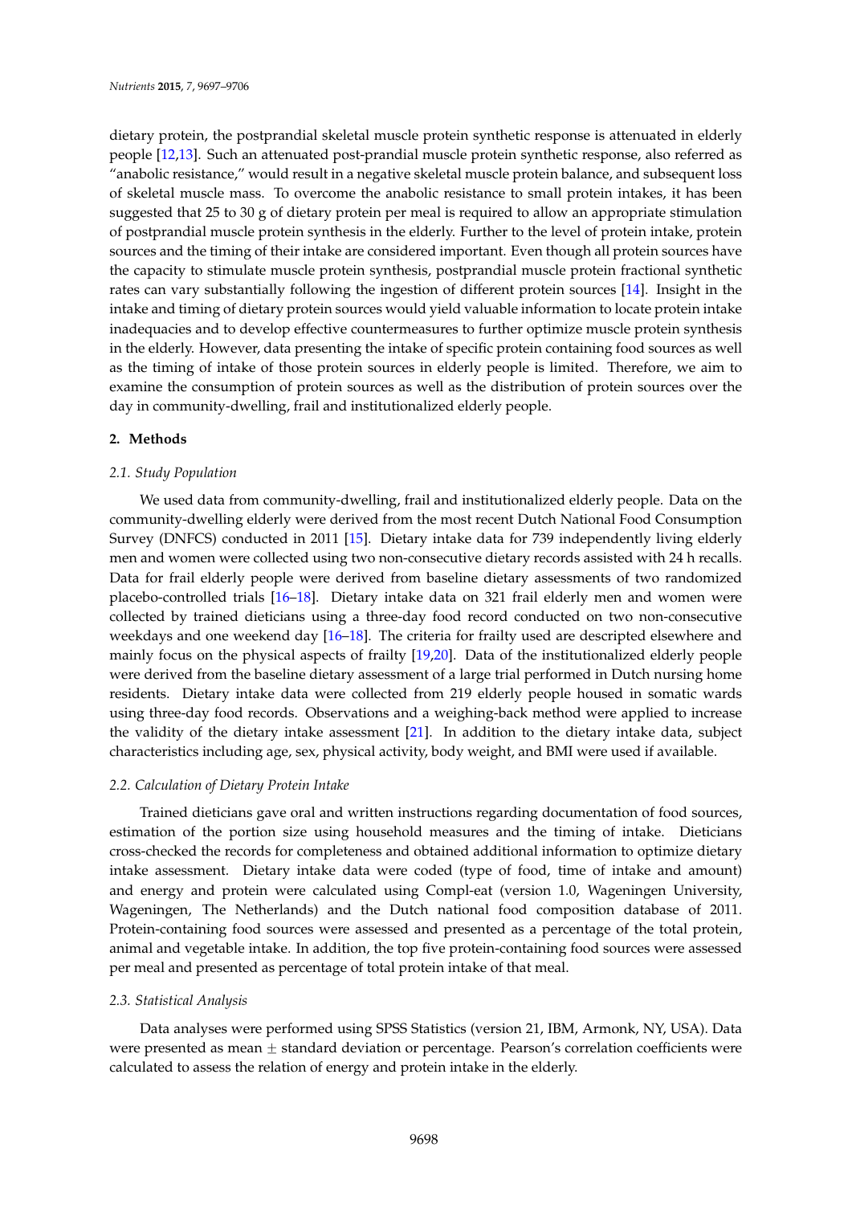dietary protein, the postprandial skeletal muscle protein synthetic response is attenuated in elderly people [12,13]. Such an attenuated post-prandial muscle protein synthetic response, also referred as "anabolic resistance," would result in a negative skeletal muscle protein balance, and subsequent loss of skeletal muscle mass. To overcome the anabolic resistance to small protein intakes, it has been suggested that 25 to 30 g of dietary protein per meal is required to allow an appropriate stimulation of postprandial muscle protein synthesis in the elderly. Further to the level of protein intake, protein sources and the timing of their intake are considered important. Even though all protein sources have the capacity to stimulate muscle protein synthesis, postprandial muscle protein fractional synthetic rates can vary substantially following the ingestion of different protein sources [14]. Insight in the intake and timing of dietary protein sources would yield valuable information to locate protein intake inadequacies and to develop effective countermeasures to further optimize muscle protein synthesis in the elderly. However, data presenting the intake of specific protein containing food sources as well as the timing of intake of those protein sources in elderly people is limited. Therefore, we aim to examine the consumption of protein sources as well as the distribution of protein sources over the day in community-dwelling, frail and institutionalized elderly people.

## 2. Methods

### 2.1. Study Population

We used data from community-dwelling, frail and institutionalized elderly people. Data on the community-dwelling elderly were derived from the most recent Dutch National Food Consumption Survey (DNFCS) conducted in 2011 [15]. Dietary intake data for 739 independently living elderly men and women were collected using two non-consecutive dietary records assisted with 24 h recalls. Data for frail elderly people were derived from baseline dietary assessments of two randomized placebo-controlled trials [16–18]. Dietary intake data on 321 frail elderly men and women were collected by trained dieticians using a three-day food record conducted on two non-consecutive weekdays and one weekend day [16–18]. The criteria for frailty used are descripted elsewhere and mainly focus on the physical aspects of frailty [19,20]. Data of the institutionalized elderly people were derived from the baseline dietary assessment of a large trial performed in Dutch nursing home residents. Dietary intake data were collected from 219 elderly people housed in somatic wards using three-day food records. Observations and a weighing-back method were applied to increase the validity of the dietary intake assessment [21]. In addition to the dietary intake data, subject characteristics including age, sex, physical activity, body weight, and BMI were used if available.

### 2.2. Calculation of Dietary Protein Intake

Trained dieticians gave oral and written instructions regarding documentation of food sources, estimation of the portion size using household measures and the timing of intake. Dieticians cross-checked the records for completeness and obtained additional information to optimize dietary intake assessment. Dietary intake data were coded (type of food, time of intake and amount) and energy and protein were calculated using Compl-eat (version 1.0, Wageningen University, Wageningen, The Netherlands) and the Dutch national food composition database of 2011. Protein-containing food sources were assessed and presented as a percentage of the total protein, animal and vegetable intake. In addition, the top five protein-containing food sources were assessed per meal and presented as percentage of total protein intake of that meal.

### 2.3. Statistical Analysis

Data analyses were performed using SPSS Statistics (version 21, IBM, Armonk, NY, USA). Data were presented as mean ± standard deviation or percentage. Pearson's correlation coefficients were calculated to assess the relation of energy and protein intake in the elderly.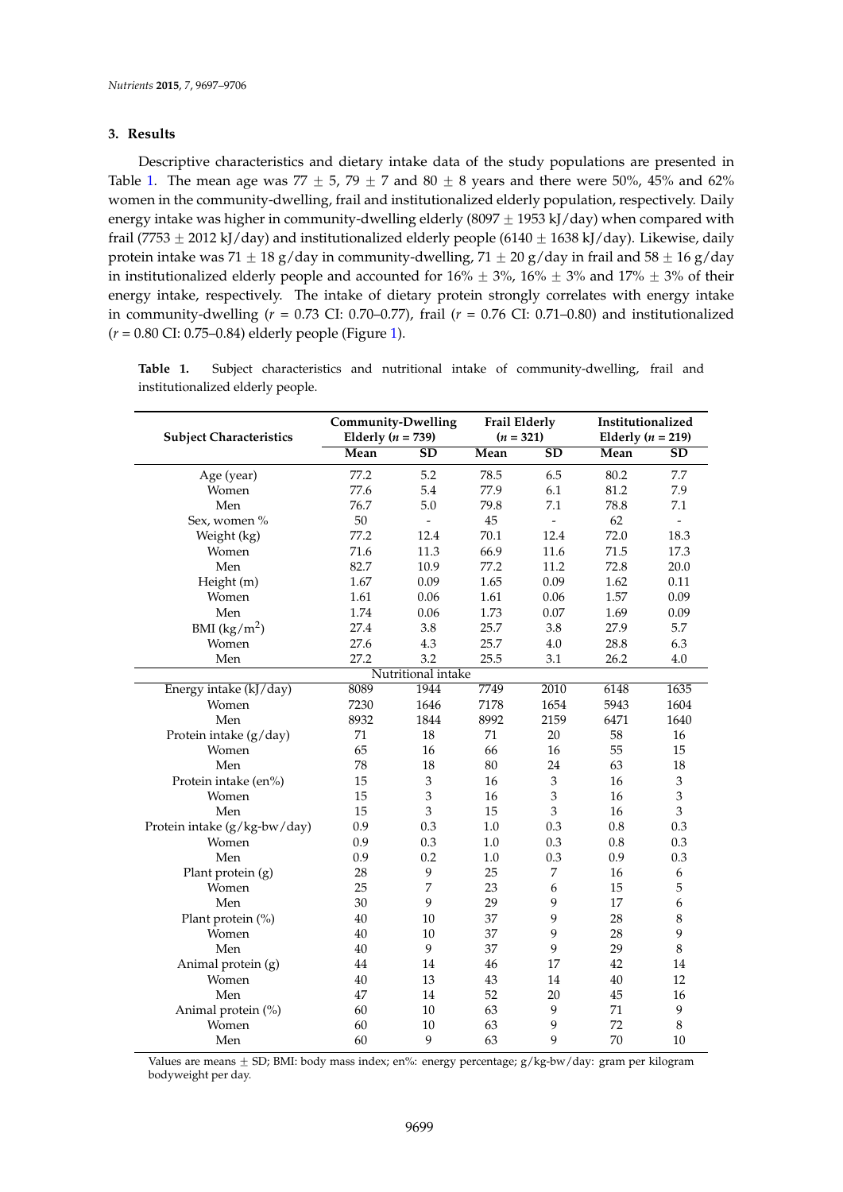## 3. Results

Descriptive characteristics and dietary intake data of the study populations are presented in Table 1. The mean age was 77 ± 5, 79 ± 7 and 80 ± 8 years and there were 50%, 45% and 62% women in the community-dwelling, frail and institutionalized elderly population, respectively. Daily energy intake was higher in community-dwelling elderly (8097 ± 1953 kJ/day) when compared with frail (7753 ± 2012 kJ/day) and institutionalized elderly people (6140 ± 1638 kJ/day). Likewise, daily protein intake was 71 ± 18 g/day in community-dwelling, 71 ± 20 g/day in frail and 58 ± 16 g/day in institutionalized elderly people and accounted for 16% ± 3%, 16% ± 3% and 17% ± 3% of their energy intake, respectively. The intake of dietary protein strongly correlates with energy intake in community-dwelling ($r$ = 0.73 CI: 0.70–0.77), frail ($r$ = 0.76 CI: 0.71–0.80) and institutionalized ($r$ = 0.80 CI: 0.75–0.84) elderly people (Figure 1).

**Table 1.** Subject characteristics and nutritional intake of community-dwelling, frail and institutionalized elderly people.

| Subject Characteristics | Community-Dwelling Elderly ($n$ = 739) | | Frail Elderly ($n$ = 321) | | Institutionalized Elderly ($n$ = 219) | |
|---|---|---|---|---|---|---|
| | Mean | SD | Mean | SD | Mean | SD |
| Age (year) | 77.2 | 5.2 | 78.5 | 6.5 | 80.2 | 7.7 |
| Women | 77.6 | 5.4 | 77.9 | 6.1 | 81.2 | 7.9 |
| Men | 76.7 | 5.0 | 79.8 | 7.1 | 78.8 | 7.1 |
| Sex, women % | 50 | - | 45 | - | 62 | - |
| Weight (kg) | 77.2 | 12.4 | 70.1 | 12.4 | 72.0 | 18.3 |
| Women | 71.6 | 11.3 | 66.9 | 11.6 | 71.5 | 17.3 |
| Men | 82.7 | 10.9 | 77.2 | 11.2 | 72.8 | 20.0 |
| Height (m) | 1.67 | 0.09 | 1.65 | 0.09 | 1.62 | 0.11 |
| Women | 1.61 | 0.06 | 1.61 | 0.06 | 1.57 | 0.09 |
| Men | 1.74 | 0.06 | 1.73 | 0.07 | 1.69 | 0.09 |
| BMI (kg/m$^2$) | 27.4 | 3.8 | 25.7 | 3.8 | 27.9 | 5.7 |
| Women | 27.6 | 4.3 | 25.7 | 4.0 | 28.8 | 6.3 |
| Men | 27.2 | 3.2 | 25.5 | 3.1 | 26.2 | 4.0 |
| Nutritional intake | | | | | | |
| Energy intake (kJ/day) | 8089 | 1944 | 7749 | 2010 | 6148 | 1635 |
| Women | 7230 | 1646 | 7178 | 1654 | 5943 | 1604 |
| Men | 8932 | 1844 | 8992 | 2159 | 6471 | 1640 |
| Protein intake (g/day) | 71 | 18 | 71 | 20 | 58 | 16 |
| Women | 65 | 16 | 66 | 16 | 55 | 15 |
| Men | 78 | 18 | 80 | 24 | 63 | 18 |
| Protein intake (en%) | 15 | 3 | 16 | 3 | 16 | 3 |
| Women | 15 | 3 | 16 | 3 | 16 | 3 |
| Men | 15 | 3 | 15 | 3 | 16 | 3 |
| Protein intake (g/kg-bw/day) | 0.9 | 0.3 | 1.0 | 0.3 | 0.8 | 0.3 |
| Women | 0.9 | 0.3 | 1.0 | 0.3 | 0.8 | 0.3 |
| Men | 0.9 | 0.2 | 1.0 | 0.3 | 0.9 | 0.3 |
| Plant protein (g) | 28 | 9 | 25 | 7 | 16 | 6 |
| Women | 25 | 7 | 23 | 6 | 15 | 5 |
| Men | 30 | 9 | 29 | 9 | 17 | 6 |
| Plant protein (%) | 40 | 10 | 37 | 9 | 28 | 8 |
| Women | 40 | 10 | 37 | 9 | 28 | 9 |
| Men | 40 | 9 | 37 | 9 | 29 | 8 |
| Animal protein (g) | 44 | 14 | 46 | 17 | 42 | 14 |
| Women | 40 | 13 | 43 | 14 | 40 | 12 |
| Men | 47 | 14 | 52 | 20 | 45 | 16 |
| Animal protein (%) | 60 | 10 | 63 | 9 | 71 | 9 |
| Women | 60 | 10 | 63 | 9 | 72 | 8 |
| Men | 60 | 9 | 63 | 9 | 70 | 10 |

Values are means ± SD; BMI: body mass index; en%: energy percentage; g/kg-bw/day: gram per kilogram bodyweight per day.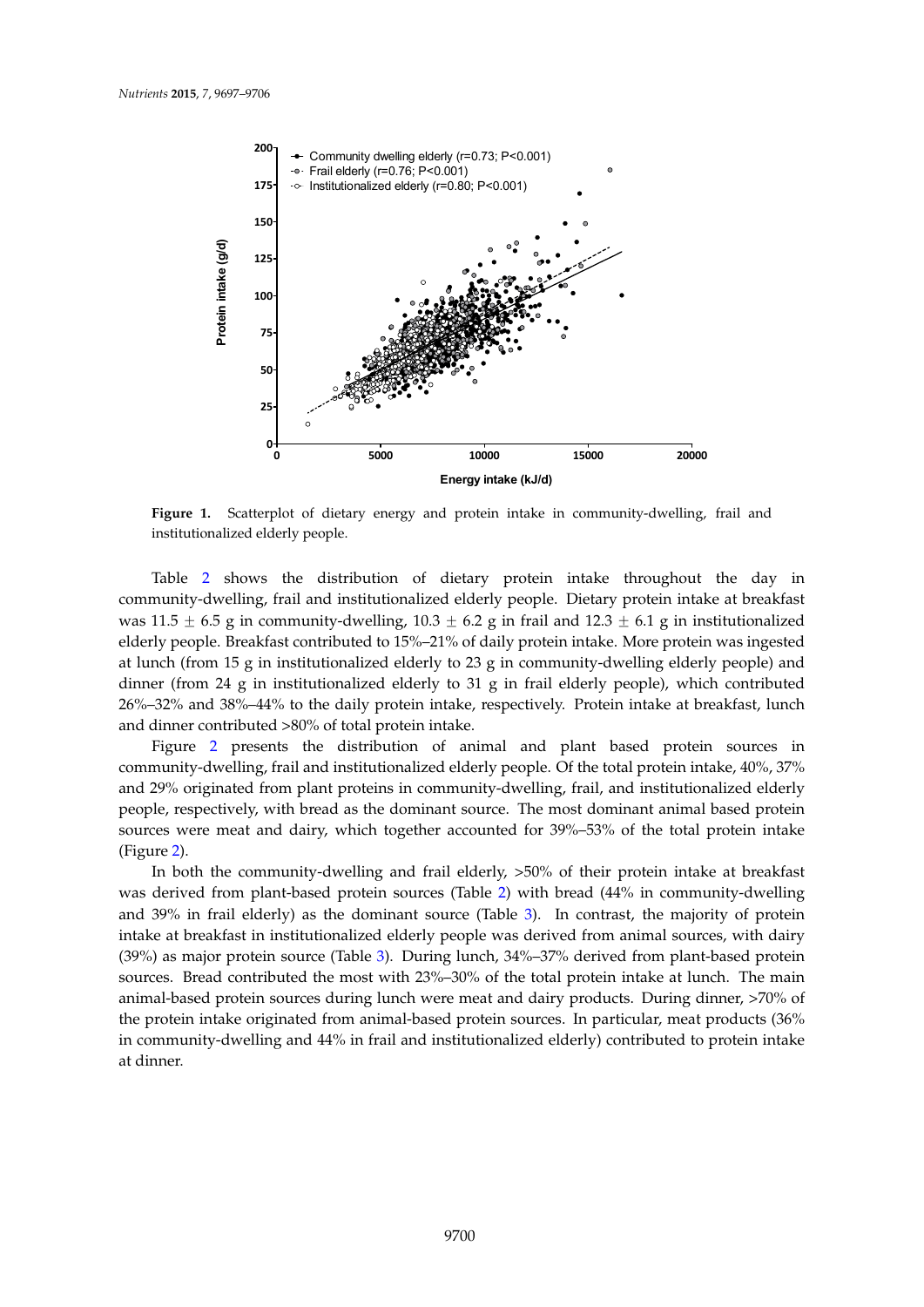**Figure 1.** Scatterplot of dietary energy and protein intake in community-dwelling, frail and institutionalized elderly people.

Table 2 shows the distribution of dietary protein intake throughout the day in community-dwelling, frail and institutionalized elderly people. Dietary protein intake at breakfast was $11.5 \pm 6.5$ g in community-dwelling, $10.3 \pm 6.2$ g in frail and $12.3 \pm 6.1$ g in institutionalized elderly people. Breakfast contributed to 15%–21% of daily protein intake. More protein was ingested at lunch (from 15 g in institutionalized elderly to 23 g in community-dwelling elderly people) and dinner (from 24 g in institutionalized elderly to 31 g in frail elderly people), which contributed 26%–32% and 38%–44% to the daily protein intake, respectively. Protein intake at breakfast, lunch and dinner contributed >80% of total protein intake.

Figure 2 presents the distribution of animal and plant based protein sources in community-dwelling, frail and institutionalized elderly people. Of the total protein intake, 40%, 37% and 29% originated from plant proteins in community-dwelling, frail, and institutionalized elderly people, respectively, with bread as the dominant source. The most dominant animal based protein sources were meat and dairy, which together accounted for 39%–53% of the total protein intake (Figure 2).

In both the community-dwelling and frail elderly, >50% of their protein intake at breakfast was derived from plant-based protein sources (Table 2) with bread (44% in community-dwelling and 39% in frail elderly) as the dominant source (Table 3). In contrast, the majority of protein intake at breakfast in institutionalized elderly people was derived from animal sources, with dairy (39%) as major protein source (Table 3). During lunch, 34%–37% derived from plant-based protein sources. Bread contributed the most with 23%–30% of the total protein intake at lunch. The main animal-based protein sources during lunch were meat and dairy products. During dinner, >70% of the protein intake originated from animal-based protein sources. In particular, meat products (36% in community-dwelling and 44% in frail and institutionalized elderly) contributed to protein intake at dinner.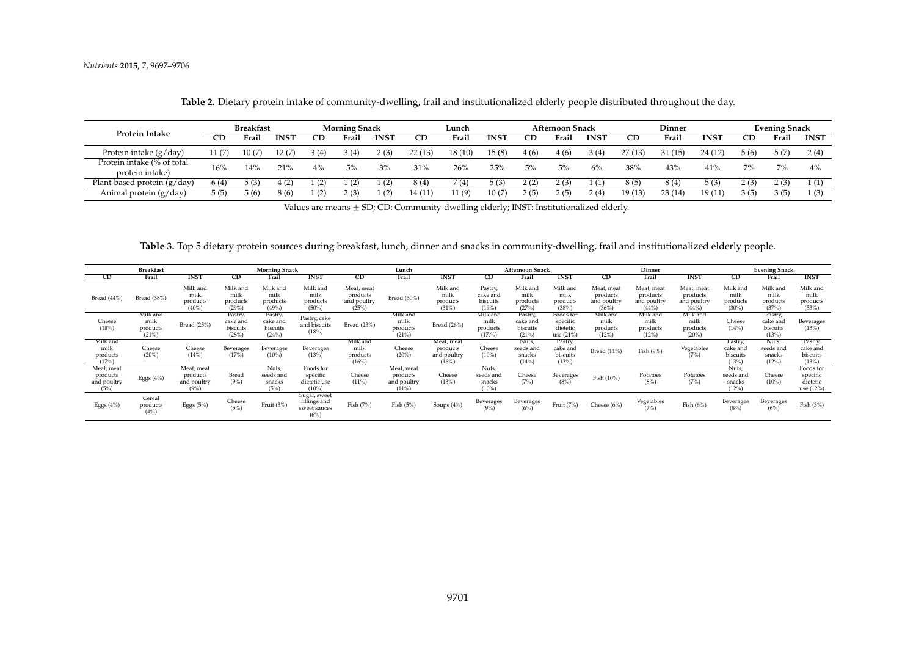**Table 2.** Dietary protein intake of community-dwelling, frail and institutionalized elderly people distributed throughout the day.

| Protein Intake | Breakfast | | | Morning Snack | | | Lunch | | | Afternoon Snack | | | Dinner | | | Evening Snack | | |
|---|---|---|---|---|---|---|---|---|---|---|---|---|---|---|---|---|---|---|
| | CD | Frail | INST | CD | Frail | INST | CD | Frail | INST | CD | Frail | INST | CD | Frail | INST | CD | Frail | INST |
| Protein intake (g/day) | 11 (7) | 10 (7) | 12 (7) | 3 (4) | 3 (4) | 2 (3) | 22 (13) | 18 (10) | 15 (8) | 4 (6) | 4 (6) | 3 (4) | 27 (13) | 31 (15) | 24 (12) | 5 (6) | 5 (7) | 2 (4) |
| Protein intake (% of total protein intake) | 16% | 14% | 21% | 4% | 5% | 3% | 31% | 26% | 25% | 5% | 5% | 6% | 38% | 43% | 41% | 7% | 7% | 4% |
| Plant-based protein (g/day) | 6 (4) | 5 (3) | 4 (2) | 1 (2) | 1 (2) | 1 (2) | 8 (4) | 7 (4) | 5 (3) | 2 (2) | 2 (3) | 1 (1) | 8 (5) | 8 (4) | 5 (3) | 2 (3) | 2 (3) | 1 (1) |
| Animal protein (g/day) | 5 (5) | 5 (6) | 8 (6) | 1 (2) | 2 (3) | 1 (2) | 14 (11) | 11 (9) | 10 (7) | 2 (5) | 2 (5) | 2 (4) | 19 (13) | 23 (14) | 19 (11) | 3 (5) | 3 (5) | 1 (3) |

Values are means ± SD; CD: Community-dwelling elderly; INST: Institutionalized elderly.

**Table 3.** Top 5 dietary protein sources during breakfast, lunch, dinner and snacks in community-dwelling, frail and institutionalized elderly people.

| Breakfast | | | Morning Snack | | | Lunch | | | Afternoon Snack | | | Dinner | | | Evening Snack | | |
|---|---|---|---|---|---|---|---|---|---|---|---|---|---|---|---|---|---|
| CD | Frail | INST | CD | Frail | INST | CD | Frail | INST | CD | Frail | INST | CD | Frail | INST | CD | Frail | INST |
| Bread (44%) | Bread (38%) | Milk and milk products (40%) | Milk and milk products (29%) | Milk and milk products (49%) | Milk and milk products (50%) | Meat, meat products and poultry (25%) | Bread (30%) | Milk and milk products (31%) | Pastry, cake and biscuits (19%) | Milk and milk products (27%) | Milk and milk products (38%) | Meat, meat products and poultry (36%) | Meat, meat products and poultry (44%) | Meat, meat products and poultry (44%) | Milk and milk products (30%) | Milk and milk products (37%) | Milk and milk products (53%) |
| Cheese (18%) | Milk and milk products (21%) | Bread (25%) | Pastry, cake and biscuits (28%) | Pastry, cake and biscuits (24%) | Pastry, cake and biscuits (18%) | Bread (23%) | Milk and milk products (21%) | Bread (26%) | Milk and milk products (17.%) | Pastry, cake and biscuits (21%) | Foods for specific dietetic use (21%) | Milk and milk products (12%) | Milk and milk products (12%) | Milk and milk products (20%) | Cheese (14%) | Pastry, cake and biscuits (13%) | Beverages (13%) |
| Milk and milk products (17%) | Cheese (20%) | Cheese (14%) | Beverages (17%) | Beverages (10%) | Beverages (13%) | Milk and milk products (16%) | Cheese (20%) | Meat, meat products and poultry (16%) | Cheese (10%) | Nuts, seeds and snacks (14%) | Pastry, cake and biscuits (13%) | Bread (11%) | Fish (9%) | Vegetables (7%) | Pastry, cake and biscuits (13%) | Nuts, seeds and snacks (12%) | Pastry, cake and biscuits (13%) |
| Meat, meat products and poultry (5%) | Eggs (4%) | Meat, meat products and poultry (9%) | Bread (9%) | Nuts, seeds and snacks (5%) | Foods for specific dietetic use (10%) | Cheese (11%) | Meat, meat products and poultry (11%) | Cheese (13%) | Nuts, seeds and snacks (10%) | Cheese (7%) | Beverages (8%) | Fish (10%) | Potatoes (8%) | Potatoes (7%) | Nuts, seeds and snacks (12%) | Cheese (10%) | Foods for specific dietetic use (12%) |
| Eggs (4%) | Cereal products (4%) | Eggs (5%) | Cheese (5%) | Fruit (3%) | Sugar, sweet fillings and sweet sauces (6%) | Fish (7%) | Fish (5%) | Soups (4%) | Beverages (9%) | Beverages (6%) | Fruit (7%) | Cheese (6%) | Vegetables (7%) | Fish (6%) | Beverages (8%) | Beverages (6%) | Fish (3%) |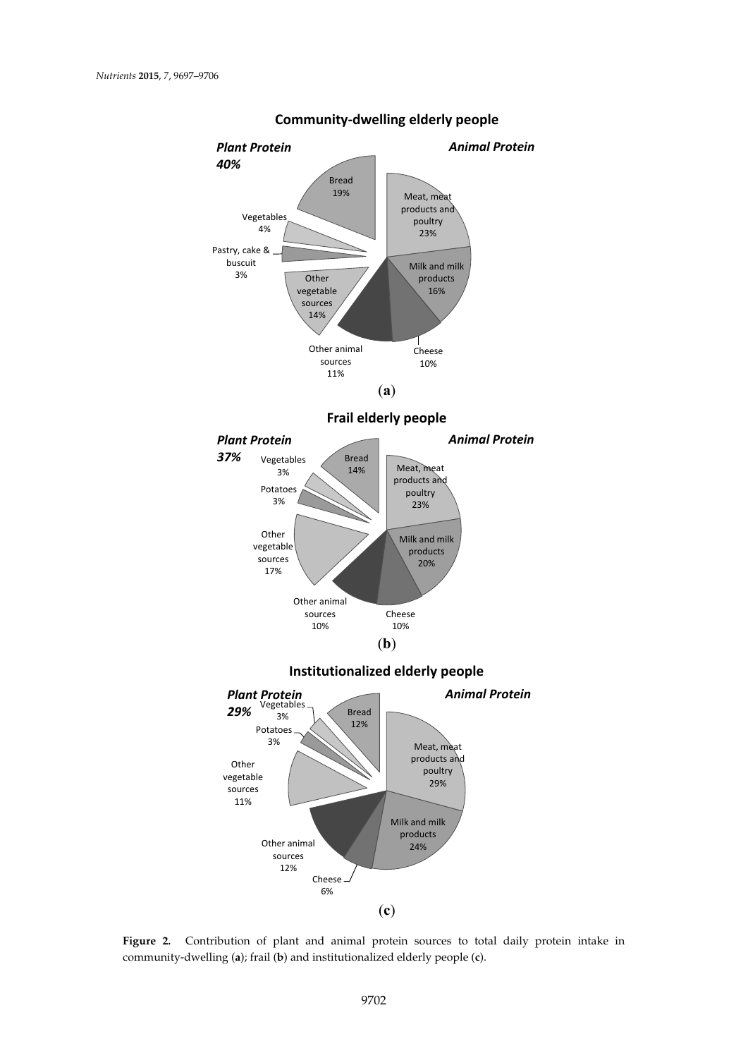**Community-dwelling elderly people**

*Plant Protein 40%* — *Animal Protein*

Bread 19%; Vegetables 4%; Pastry, cake & buscuit 3%; Other vegetable sources 14%; Meat, meat products and poultry 23%; Milk and milk products 16%; Cheese 10%; Other animal sources 11%

(**a**)

**Frail elderly people**

*Plant Protein 37%* — *Animal Protein*

Bread 14%; Vegetables 3%; Potatoes 3%; Other vegetable sources 17%; Meat, meat products and poultry 23%; Milk and milk products 20%; Cheese 10%; Other animal sources 10%

(**b**)

**Institutionalized elderly people**

*Plant Protein 29%* — *Animal Protein*

Bread 12%; Vegetables 3%; Potatoes 3%; Other vegetable sources 11%; Meat, meat products and poultry 29%; Milk and milk products 24%; Cheese 6%; Other animal sources 12%

(**c**)

**Figure 2.** Contribution of plant and animal protein sources to total daily protein intake in community-dwelling (**a**); frail (**b**) and institutionalized elderly people (**c**).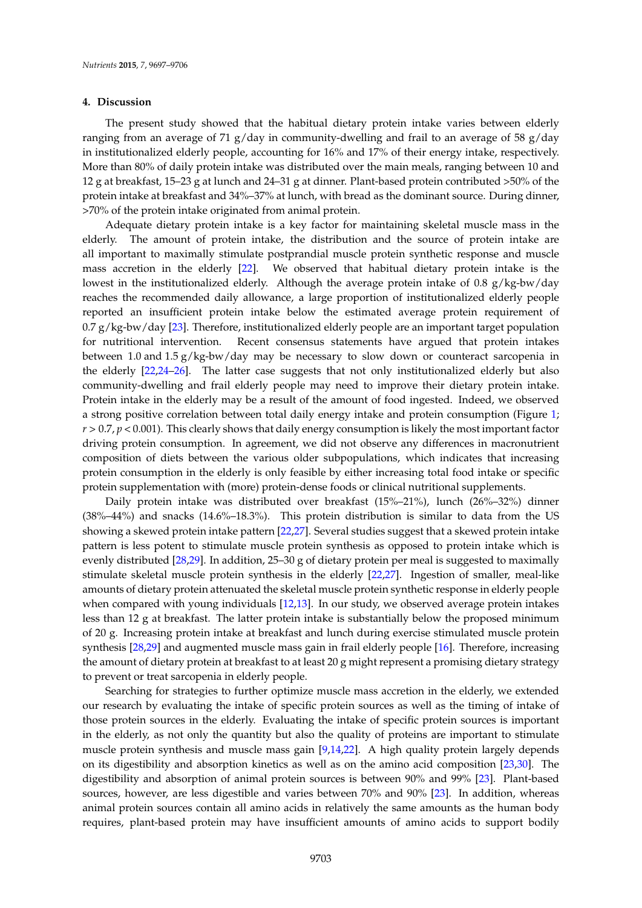## 4. Discussion

The present study showed that the habitual dietary protein intake varies between elderly ranging from an average of 71 g/day in community-dwelling and frail to an average of 58 g/day in institutionalized elderly people, accounting for 16% and 17% of their energy intake, respectively. More than 80% of daily protein intake was distributed over the main meals, ranging between 10 and 12 g at breakfast, 15–23 g at lunch and 24–31 g at dinner. Plant-based protein contributed >50% of the protein intake at breakfast and 34%–37% at lunch, with bread as the dominant source. During dinner, >70% of the protein intake originated from animal protein.

Adequate dietary protein intake is a key factor for maintaining skeletal muscle mass in the elderly. The amount of protein intake, the distribution and the source of protein intake are all important to maximally stimulate postprandial muscle protein synthetic response and muscle mass accretion in the elderly [22]. We observed that habitual dietary protein intake is the lowest in the institutionalized elderly. Although the average protein intake of 0.8 g/kg-bw/day reaches the recommended daily allowance, a large proportion of institutionalized elderly people reported an insufficient protein intake below the estimated average protein requirement of 0.7 g/kg-bw/day [23]. Therefore, institutionalized elderly people are an important target population for nutritional intervention. Recent consensus statements have argued that protein intakes between 1.0 and 1.5 g/kg-bw/day may be necessary to slow down or counteract sarcopenia in the elderly [22,24–26]. The latter case suggests that not only institutionalized elderly but also community-dwelling and frail elderly people may need to improve their dietary protein intake. Protein intake in the elderly may be a result of the amount of food ingested. Indeed, we observed a strong positive correlation between total daily energy intake and protein consumption (Figure 1; $r > 0.7$, $p < 0.001$). This clearly shows that daily energy consumption is likely the most important factor driving protein consumption. In agreement, we did not observe any differences in macronutrient composition of diets between the various older subpopulations, which indicates that increasing protein consumption in the elderly is only feasible by either increasing total food intake or specific protein supplementation with (more) protein-dense foods or clinical nutritional supplements.

Daily protein intake was distributed over breakfast (15%–21%), lunch (26%–32%) dinner (38%–44%) and snacks (14.6%–18.3%). This protein distribution is similar to data from the US showing a skewed protein intake pattern [22,27]. Several studies suggest that a skewed protein intake pattern is less potent to stimulate muscle protein synthesis as opposed to protein intake which is evenly distributed [28,29]. In addition, 25–30 g of dietary protein per meal is suggested to maximally stimulate skeletal muscle protein synthesis in the elderly [22,27]. Ingestion of smaller, meal-like amounts of dietary protein attenuated the skeletal muscle protein synthetic response in elderly people when compared with young individuals [12,13]. In our study, we observed average protein intakes less than 12 g at breakfast. The latter protein intake is substantially below the proposed minimum of 20 g. Increasing protein intake at breakfast and lunch during exercise stimulated muscle protein synthesis [28,29] and augmented muscle mass gain in frail elderly people [16]. Therefore, increasing the amount of dietary protein at breakfast to at least 20 g might represent a promising dietary strategy to prevent or treat sarcopenia in elderly people.

Searching for strategies to further optimize muscle mass accretion in the elderly, we extended our research by evaluating the intake of specific protein sources as well as the timing of intake of those protein sources in the elderly. Evaluating the intake of specific protein sources is important in the elderly, as not only the quantity but also the quality of proteins are important to stimulate muscle protein synthesis and muscle mass gain [9,14,22]. A high quality protein largely depends on its digestibility and absorption kinetics as well as on the amino acid composition [23,30]. The digestibility and absorption of animal protein sources is between 90% and 99% [23]. Plant-based sources, however, are less digestible and varies between 70% and 90% [23]. In addition, whereas animal protein sources contain all amino acids in relatively the same amounts as the human body requires, plant-based protein may have insufficient amounts of amino acids to support bodily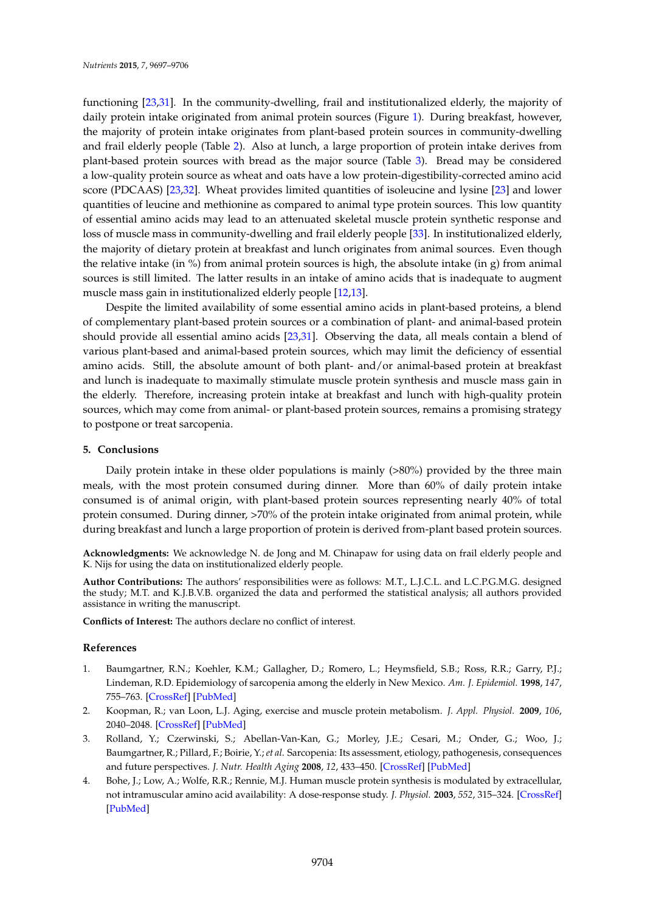functioning [23,31]. In the community-dwelling, frail and institutionalized elderly, the majority of daily protein intake originated from animal protein sources (Figure 1). During breakfast, however, the majority of protein intake originates from plant-based protein sources in community-dwelling and frail elderly people (Table 2). Also at lunch, a large proportion of protein intake derives from plant-based protein sources with bread as the major source (Table 3). Bread may be considered a low-quality protein source as wheat and oats have a low protein-digestibility-corrected amino acid score (PDCAAS) [23,32]. Wheat provides limited quantities of isoleucine and lysine [23] and lower quantities of leucine and methionine as compared to animal type protein sources. This low quantity of essential amino acids may lead to an attenuated skeletal muscle protein synthetic response and loss of muscle mass in community-dwelling and frail elderly people [33]. In institutionalized elderly, the majority of dietary protein at breakfast and lunch originates from animal sources. Even though the relative intake (in %) from animal protein sources is high, the absolute intake (in g) from animal sources is still limited. The latter results in an intake of amino acids that is inadequate to augment muscle mass gain in institutionalized elderly people [12,13].

Despite the limited availability of some essential amino acids in plant-based proteins, a blend of complementary plant-based protein sources or a combination of plant- and animal-based protein should provide all essential amino acids [23,31]. Observing the data, all meals contain a blend of various plant-based and animal-based protein sources, which may limit the deficiency of essential amino acids. Still, the absolute amount of both plant- and/or animal-based protein at breakfast and lunch is inadequate to maximally stimulate muscle protein synthesis and muscle mass gain in the elderly. Therefore, increasing protein intake at breakfast and lunch with high-quality protein sources, which may come from animal- or plant-based protein sources, remains a promising strategy to postpone or treat sarcopenia.

## 5. Conclusions

Daily protein intake in these older populations is mainly (>80%) provided by the three main meals, with the most protein consumed during dinner. More than 60% of daily protein intake consumed is of animal origin, with plant-based protein sources representing nearly 40% of total protein consumed. During dinner, >70% of the protein intake originated from animal protein, while during breakfast and lunch a large proportion of protein is derived from-plant based protein sources.

**Acknowledgments:** We acknowledge N. de Jong and M. Chinapaw for using data on frail elderly people and K. Nijs for using the data on institutionalized elderly people.

**Author Contributions:** The authors' responsibilities were as follows: M.T., L.J.C.L. and L.C.P.G.M.G. designed the study; M.T. and K.J.B.V.B. organized the data and performed the statistical analysis; all authors provided assistance in writing the manuscript.

**Conflicts of Interest:** The authors declare no conflict of interest.

## References

1. Baumgartner, R.N.; Koehler, K.M.; Gallagher, D.; Romero, L.; Heymsfield, S.B.; Ross, R.R.; Garry, P.J.; Lindeman, R.D. Epidemiology of sarcopenia among the elderly in New Mexico. *Am. J. Epidemiol.* **1998**, *147*, 755–763. [CrossRef] [PubMed]
2. Koopman, R.; van Loon, L.J. Aging, exercise and muscle protein metabolism. *J. Appl. Physiol.* **2009**, *106*, 2040–2048. [CrossRef] [PubMed]
3. Rolland, Y.; Czerwinski, S.; Abellan-Van-Kan, G.; Morley, J.E.; Cesari, M.; Onder, G.; Woo, J.; Baumgartner, R.; Pillard, F.; Boirie, Y.; *et al*. Sarcopenia: Its assessment, etiology, pathogenesis, consequences and future perspectives. *J. Nutr. Health Aging* **2008**, *12*, 433–450. [CrossRef] [PubMed]
4. Bohe, J.; Low, A.; Wolfe, R.R.; Rennie, M.J. Human muscle protein synthesis is modulated by extracellular, not intramuscular amino acid availability: A dose-response study. *J. Physiol.* **2003**, *552*, 315–324. [CrossRef] [PubMed]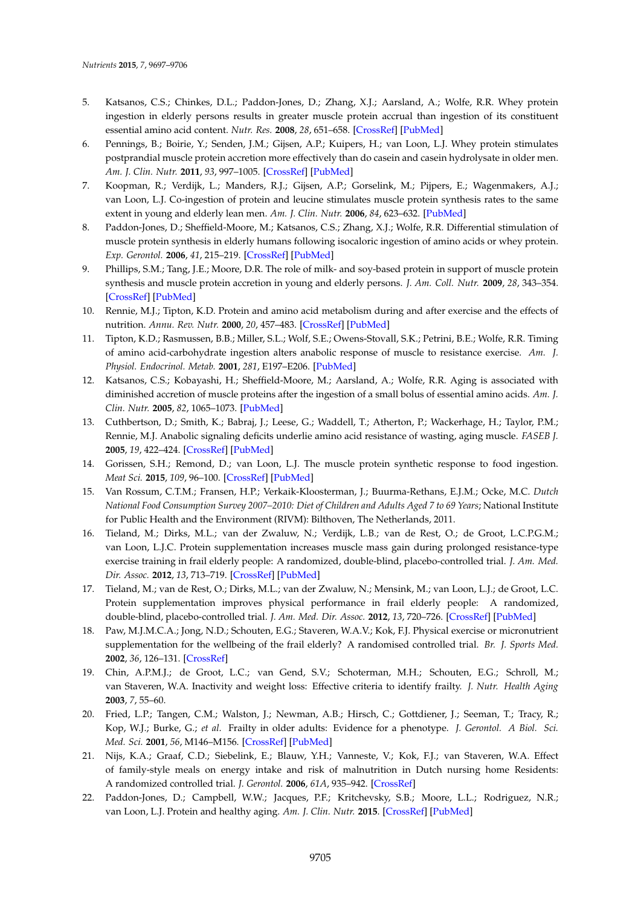5. Katsanos, C.S.; Chinkes, D.L.; Paddon-Jones, D.; Zhang, X.J.; Aarsland, A.; Wolfe, R.R. Whey protein ingestion in elderly persons results in greater muscle protein accrual than ingestion of its constituent essential amino acid content. *Nutr. Res.* **2008**, *28*, 651–658. [CrossRef] [PubMed]
6. Pennings, B.; Boirie, Y.; Senden, J.M.; Gijsen, A.P.; Kuipers, H.; van Loon, L.J. Whey protein stimulates postprandial muscle protein accretion more effectively than do casein and casein hydrolysate in older men. *Am. J. Clin. Nutr.* **2011**, *93*, 997–1005. [CrossRef] [PubMed]
7. Koopman, R.; Verdijk, L.; Manders, R.J.; Gijsen, A.P.; Gorselink, M.; Pijpers, E.; Wagenmakers, A.J.; van Loon, L.J. Co-ingestion of protein and leucine stimulates muscle protein synthesis rates to the same extent in young and elderly lean men. *Am. J. Clin. Nutr.* **2006**, *84*, 623–632. [PubMed]
8. Paddon-Jones, D.; Sheffield-Moore, M.; Katsanos, C.S.; Zhang, X.J.; Wolfe, R.R. Differential stimulation of muscle protein synthesis in elderly humans following isocaloric ingestion of amino acids or whey protein. *Exp. Gerontol.* **2006**, *41*, 215–219. [CrossRef] [PubMed]
9. Phillips, S.M.; Tang, J.E.; Moore, D.R. The role of milk- and soy-based protein in support of muscle protein synthesis and muscle protein accretion in young and elderly persons. *J. Am. Coll. Nutr.* **2009**, *28*, 343–354. [CrossRef] [PubMed]
10. Rennie, M.J.; Tipton, K.D. Protein and amino acid metabolism during and after exercise and the effects of nutrition. *Annu. Rev. Nutr.* **2000**, *20*, 457–483. [CrossRef] [PubMed]
11. Tipton, K.D.; Rasmussen, B.B.; Miller, S.L.; Wolf, S.E.; Owens-Stovall, S.K.; Petrini, B.E.; Wolfe, R.R. Timing of amino acid-carbohydrate ingestion alters anabolic response of muscle to resistance exercise. *Am. J. Physiol. Endocrinol. Metab.* **2001**, *281*, E197–E206. [PubMed]
12. Katsanos, C.S.; Kobayashi, H.; Sheffield-Moore, M.; Aarsland, A.; Wolfe, R.R. Aging is associated with diminished accretion of muscle proteins after the ingestion of a small bolus of essential amino acids. *Am. J. Clin. Nutr.* **2005**, *82*, 1065–1073. [PubMed]
13. Cuthbertson, D.; Smith, K.; Babraj, J.; Leese, G.; Waddell, T.; Atherton, P.; Wackerhage, H.; Taylor, P.M.; Rennie, M.J. Anabolic signaling deficits underlie amino acid resistance of wasting, aging muscle. *FASEB J.* **2005**, *19*, 422–424. [CrossRef] [PubMed]
14. Gorissen, S.H.; Remond, D.; van Loon, L.J. The muscle protein synthetic response to food ingestion. *Meat Sci.* **2015**, *109*, 96–100. [CrossRef] [PubMed]
15. Van Rossum, C.T.M.; Fransen, H.P.; Verkaik-Kloosterman, J.; Buurma-Rethans, E.J.M.; Ocke, M.C. *Dutch National Food Consumption Survey 2007–2010: Diet of Children and Adults Aged 7 to 69 Years*; National Institute for Public Health and the Environment (RIVM): Bilthoven, The Netherlands, 2011.
16. Tieland, M.; Dirks, M.L.; van der Zwaluw, N.; Verdijk, L.B.; van de Rest, O.; de Groot, L.C.P.G.M.; van Loon, L.J.C. Protein supplementation increases muscle mass gain during prolonged resistance-type exercise training in frail elderly people: A randomized, double-blind, placebo-controlled trial. *J. Am. Med. Dir. Assoc.* **2012**, *13*, 713–719. [CrossRef] [PubMed]
17. Tieland, M.; van de Rest, O.; Dirks, M.L.; van der Zwaluw, N.; Mensink, M.; van Loon, L.J.; de Groot, L.C. Protein supplementation improves physical performance in frail elderly people: A randomized, double-blind, placebo-controlled trial. *J. Am. Med. Dir. Assoc.* **2012**, *13*, 720–726. [CrossRef] [PubMed]
18. Paw, M.J.M.C.A.; Jong, N.D.; Schouten, E.G.; Staveren, W.A.V.; Kok, F.J. Physical exercise or micronutrient supplementation for the wellbeing of the frail elderly? A randomised controlled trial. *Br. J. Sports Med.* **2002**, *36*, 126–131. [CrossRef]
19. Chin, A.P.M.J.; de Groot, L.C.; van Gend, S.V.; Schoterman, M.H.; Schouten, E.G.; Schroll, M.; van Staveren, W.A. Inactivity and weight loss: Effective criteria to identify frailty. *J. Nutr. Health Aging* **2003**, *7*, 55–60.
20. Fried, L.P.; Tangen, C.M.; Walston, J.; Newman, A.B.; Hirsch, C.; Gottdiener, J.; Seeman, T.; Tracy, R.; Kop, W.J.; Burke, G.; *et al.* Frailty in older adults: Evidence for a phenotype. *J. Gerontol. A Biol. Sci. Med. Sci.* **2001**, *56*, M146–M156. [CrossRef] [PubMed]
21. Nijs, K.A.; Graaf, C.D.; Siebelink, E.; Blauw, Y.H.; Vanneste, V.; Kok, F.J.; van Staveren, W.A. Effect of family-style meals on energy intake and risk of malnutrition in Dutch nursing home Residents: A randomized controlled trial. *J. Gerontol.* **2006**, *61A*, 935–942. [CrossRef]
22. Paddon-Jones, D.; Campbell, W.W.; Jacques, P.F.; Kritchevsky, S.B.; Moore, L.L.; Rodriguez, N.R.; van Loon, L.J. Protein and healthy aging. *Am. J. Clin. Nutr.* **2015**. [CrossRef] [PubMed]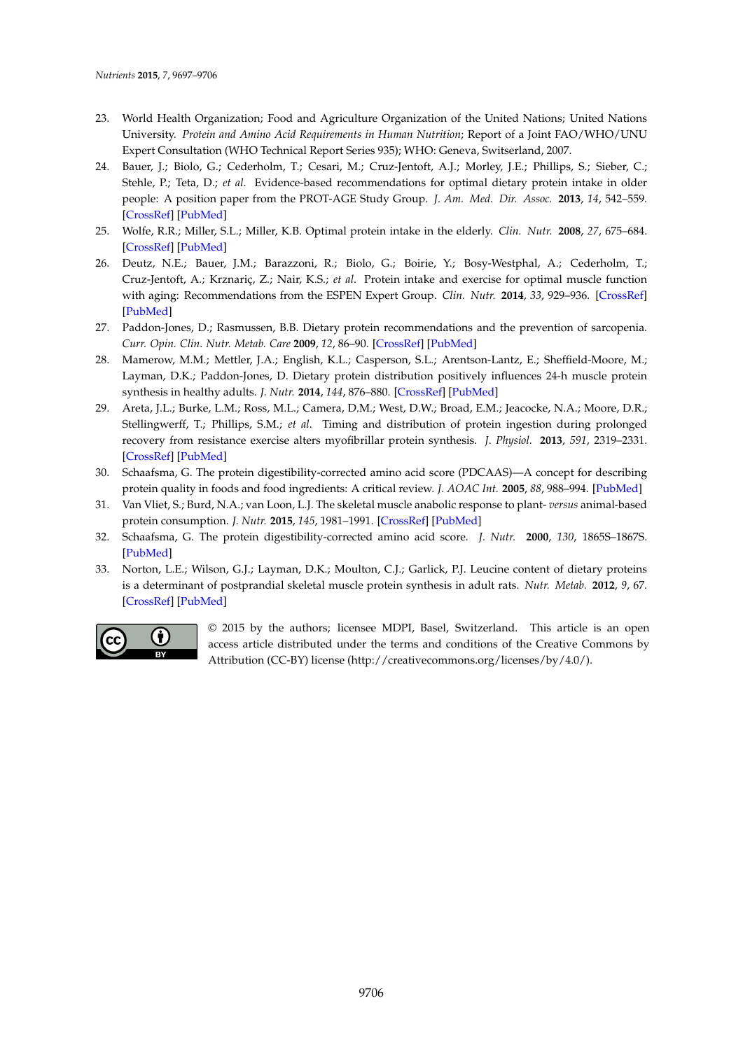23. World Health Organization; Food and Agriculture Organization of the United Nations; United Nations University. *Protein and Amino Acid Requirements in Human Nutrition*; Report of a Joint FAO/WHO/UNU Expert Consultation (WHO Technical Report Series 935); WHO: Geneva, Switzerland, 2007.
24. Bauer, J.; Biolo, G.; Cederholm, T.; Cesari, M.; Cruz-Jentoft, A.J.; Morley, J.E.; Phillips, S.; Sieber, C.; Stehle, P.; Teta, D.; *et al.* Evidence-based recommendations for optimal dietary protein intake in older people: A position paper from the PROT-AGE Study Group. *J. Am. Med. Dir. Assoc.* **2013**, *14*, 542–559. [CrossRef] [PubMed]
25. Wolfe, R.R.; Miller, S.L.; Miller, K.B. Optimal protein intake in the elderly. *Clin. Nutr.* **2008**, *27*, 675–684. [CrossRef] [PubMed]
26. Deutz, N.E.; Bauer, J.M.; Barazzoni, R.; Biolo, G.; Boirie, Y.; Bosy-Westphal, A.; Cederholm, T.; Cruz-Jentoft, A.; Krznariç, Z.; Nair, K.S.; *et al.* Protein intake and exercise for optimal muscle function with aging: Recommendations from the ESPEN Expert Group. *Clin. Nutr.* **2014**, *33*, 929–936. [CrossRef] [PubMed]
27. Paddon-Jones, D.; Rasmussen, B.B. Dietary protein recommendations and the prevention of sarcopenia. *Curr. Opin. Clin. Nutr. Metab. Care* **2009**, *12*, 86–90. [CrossRef] [PubMed]
28. Mamerow, M.M.; Mettler, J.A.; English, K.L.; Casperson, S.L.; Arentson-Lantz, E.; Sheffield-Moore, M.; Layman, D.K.; Paddon-Jones, D. Dietary protein distribution positively influences 24-h muscle protein synthesis in healthy adults. *J. Nutr.* **2014**, *144*, 876–880. [CrossRef] [PubMed]
29. Areta, J.L.; Burke, L.M.; Ross, M.L.; Camera, D.M.; West, D.W.; Broad, E.M.; Jeacocke, N.A.; Moore, D.R.; Stellingwerff, T.; Phillips, S.M.; *et al.* Timing and distribution of protein ingestion during prolonged recovery from resistance exercise alters myofibrillar protein synthesis. *J. Physiol.* **2013**, *591*, 2319–2331. [CrossRef] [PubMed]
30. Schaafsma, G. The protein digestibility-corrected amino acid score (PDCAAS)—A concept for describing protein quality in foods and food ingredients: A critical review. *J. AOAC Int.* **2005**, *88*, 988–994. [PubMed]
31. Van Vliet, S.; Burd, N.A.; van Loon, L.J. The skeletal muscle anabolic response to plant- *versus* animal-based protein consumption. *J. Nutr.* **2015**, *145*, 1981–1991. [CrossRef] [PubMed]
32. Schaafsma, G. The protein digestibility-corrected amino acid score. *J. Nutr.* **2000**, *130*, 1865S–1867S. [PubMed]
33. Norton, L.E.; Wilson, G.J.; Layman, D.K.; Moulton, C.J.; Garlick, P.J. Leucine content of dietary proteins is a determinant of postprandial skeletal muscle protein synthesis in adult rats. *Nutr. Metab.* **2012**, *9*, 67. [CrossRef] [PubMed]

© 2015 by the authors; licensee MDPI, Basel, Switzerland. This article is an open access article distributed under the terms and conditions of the Creative Commons by Attribution (CC-BY) license (http://creativecommons.org/licenses/by/4.0/).